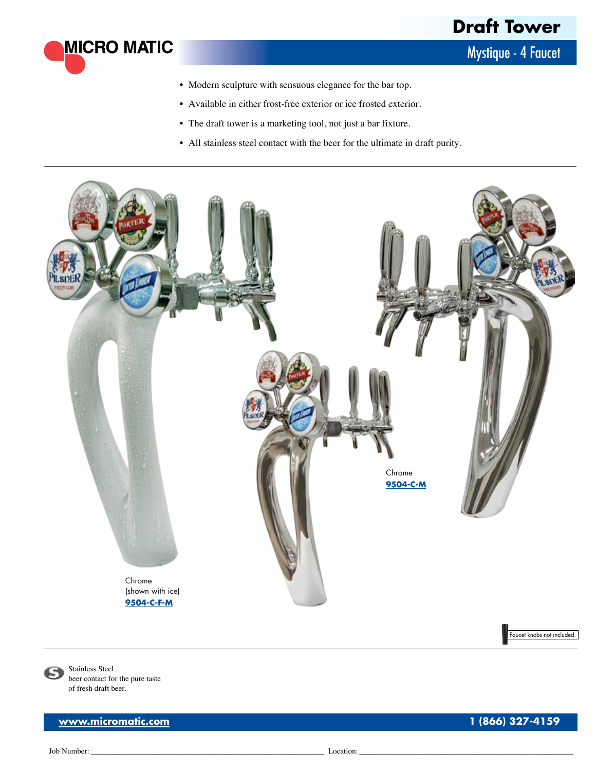# Draft Tower

## Mystique - 4 Faucet

- Modern sculpture with sensuous elegance for the bar top.
- Available in either frost-free exterior or ice frosted exterior.
- The draft tower is a marketing tool, not just a bar fixture.
- All stainless steel contact with the beer for the ultimate in draft purity.

Chrome
(shown with ice)
**9504-C-F-M**

Chrome
**9504-C-M**

Faucet knobs not included.

Stainless Steel beer contact for the pure taste of fresh draft beer.

**www.micromatic.com** **1 (866) 327-4159**

Job Number: ______________________ Location: ______________________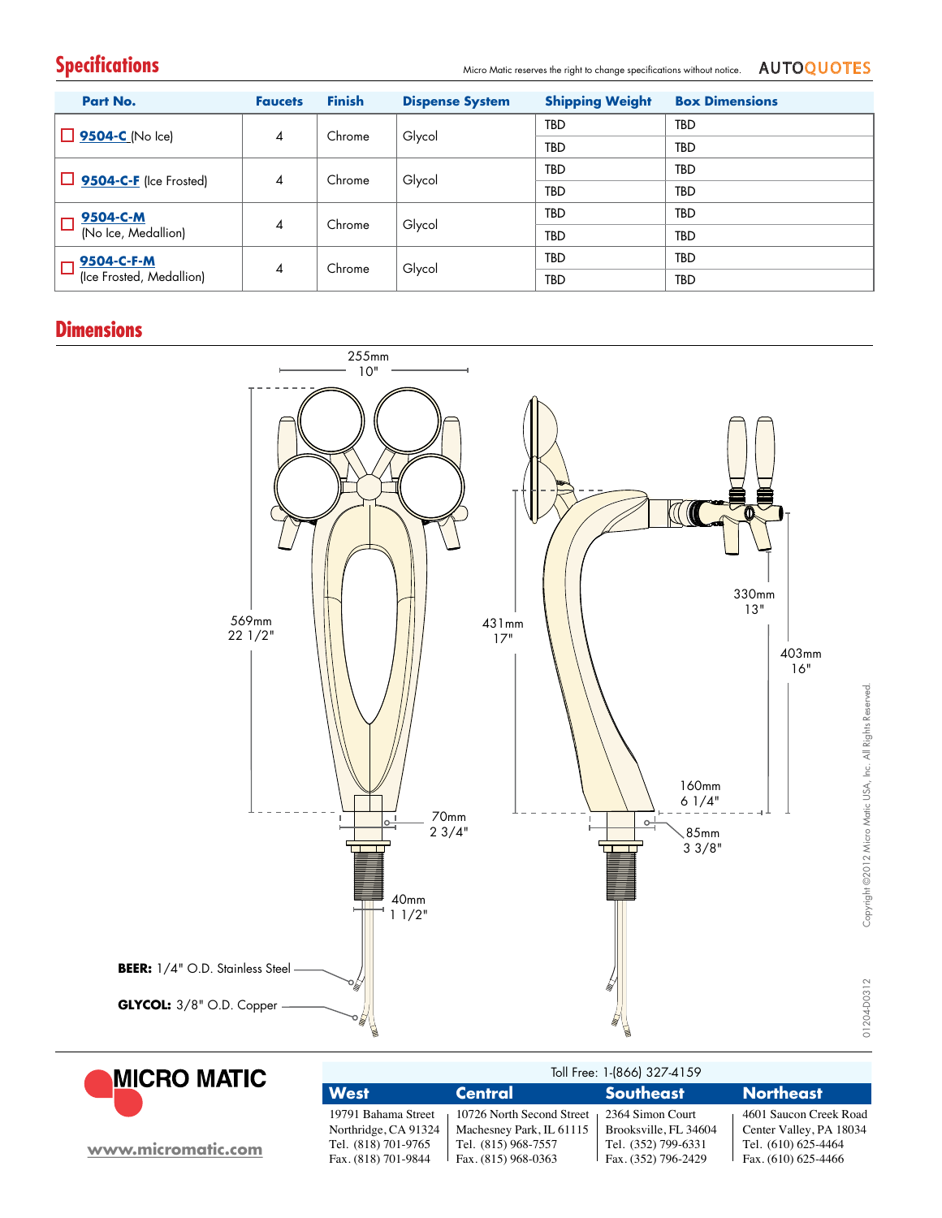## Specifications

Micro Matic reserves the right to change specifications without notice. AUTOQUOTES

| Part No. | Faucets | Finish | Dispense System | Shipping Weight | Box Dimensions |
|---|---|---|---|---|---|
| ☐ 9504-C (No Ice) | 4 | Chrome | Glycol | TBD | TBD |
| | | | | TBD | TBD |
| ☐ 9504-C-F (Ice Frosted) | 4 | Chrome | Glycol | TBD | TBD |
| | | | | TBD | TBD |
| ☐ 9504-C-M (No Ice, Medallion) | 4 | Chrome | Glycol | TBD | TBD |
| | | | | TBD | TBD |
| ☐ 9504-C-F-M (Ice Frosted, Medallion) | 4 | Chrome | Glycol | TBD | TBD |
| | | | | TBD | TBD |

## Dimensions

255mm
10"

569mm
22 1/2"

70mm
2 3/4"

40mm
1 1/2"

431mm
17"

330mm
13"

403mm
16"

160mm
6 1/4"

85mm
3 3/8"

**BEER:** 1/4" O.D. Stainless Steel

**GLYCOL:** 3/8" O.D. Copper

Copyright ©2012 Micro Matic USA, Inc. All Rights Reserved.

01204D0312

MICRO MATIC

www.micromatic.com

Toll Free: 1-(866) 327-4159

| West | Central | Southeast | Northeast |
|---|---|---|---|
| 19791 Bahama Street | 10726 North Second Street | 2364 Simon Court | 4601 Saucon Creek Road |
| Northridge, CA 91324 | Machesney Park, IL 61115 | Brooksville, FL 34604 | Center Valley, PA 18034 |
| Tel. (818) 701-9765 | Tel. (815) 968-7557 | Tel. (352) 799-6331 | Tel. (610) 625-4464 |
| Fax. (818) 701-9844 | Fax. (815) 968-0363 | Fax. (352) 796-2429 | Fax. (610) 625-4466 |